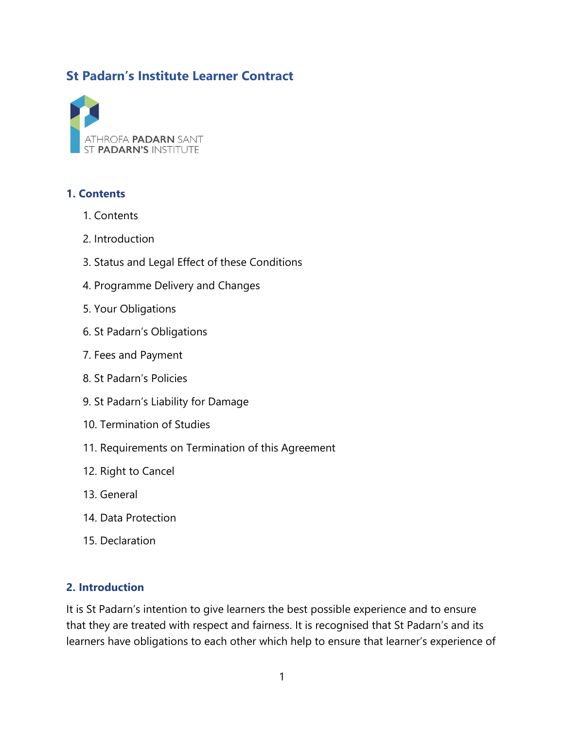# St Padarn's Institute Learner Contract

ATHROFA PADARN SANT
ST PADARN'S INSTITUTE

## 1. Contents

1. Contents
2. Introduction
3. Status and Legal Effect of these Conditions
4. Programme Delivery and Changes
5. Your Obligations
6. St Padarn's Obligations
7. Fees and Payment
8. St Padarn's Policies
9. St Padarn's Liability for Damage
10. Termination of Studies
11. Requirements on Termination of this Agreement
12. Right to Cancel
13. General
14. Data Protection
15. Declaration

## 2. Introduction

It is St Padarn's intention to give learners the best possible experience and to ensure that they are treated with respect and fairness. It is recognised that St Padarn's and its learners have obligations to each other which help to ensure that learner's experience of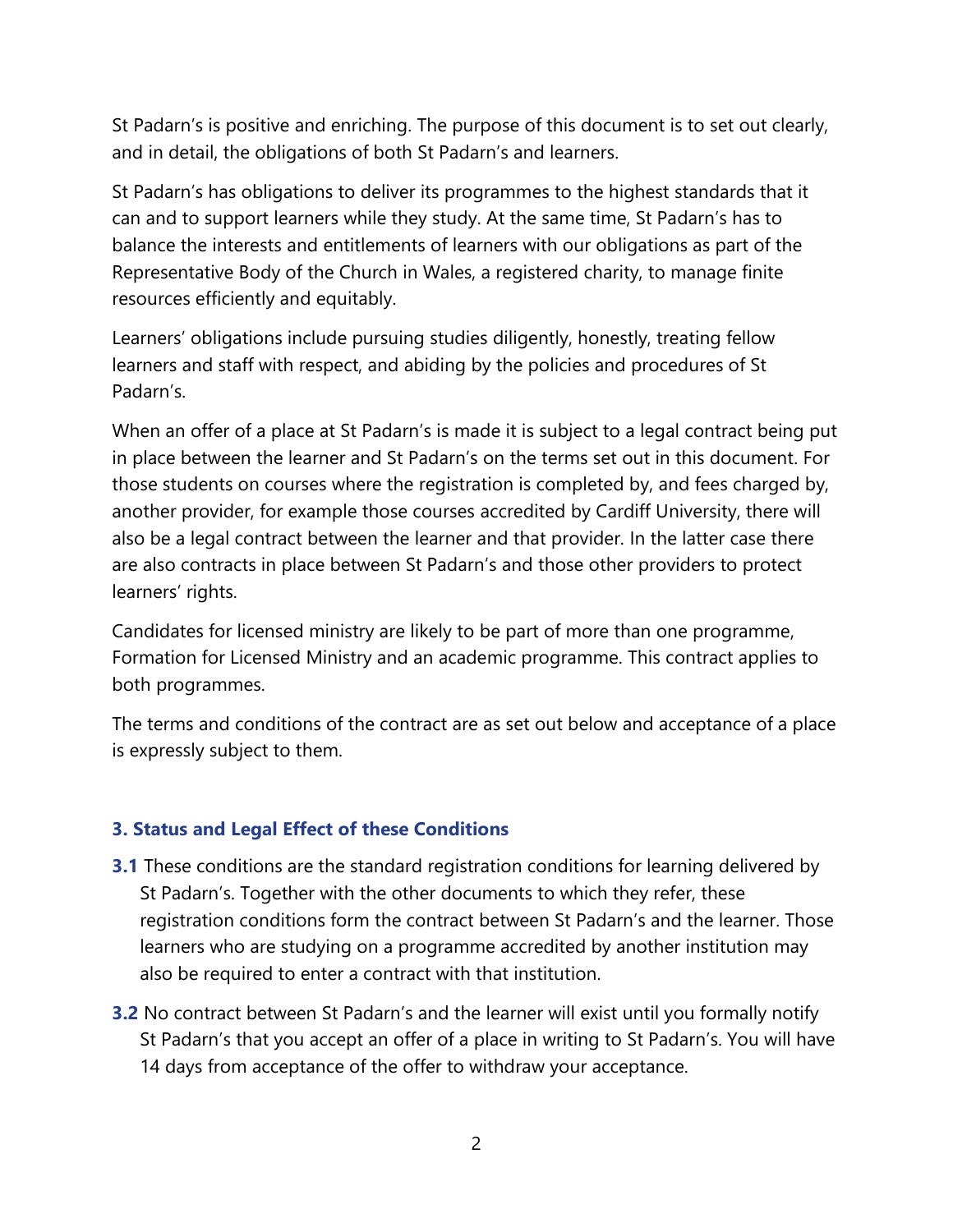St Padarn's is positive and enriching. The purpose of this document is to set out clearly, and in detail, the obligations of both St Padarn's and learners.

St Padarn's has obligations to deliver its programmes to the highest standards that it can and to support learners while they study. At the same time, St Padarn's has to balance the interests and entitlements of learners with our obligations as part of the Representative Body of the Church in Wales, a registered charity, to manage finite resources efficiently and equitably.

Learners' obligations include pursuing studies diligently, honestly, treating fellow learners and staff with respect, and abiding by the policies and procedures of St Padarn's.

When an offer of a place at St Padarn's is made it is subject to a legal contract being put in place between the learner and St Padarn's on the terms set out in this document. For those students on courses where the registration is completed by, and fees charged by, another provider, for example those courses accredited by Cardiff University, there will also be a legal contract between the learner and that provider. In the latter case there are also contracts in place between St Padarn's and those other providers to protect learners' rights.

Candidates for licensed ministry are likely to be part of more than one programme, Formation for Licensed Ministry and an academic programme. This contract applies to both programmes.

The terms and conditions of the contract are as set out below and acceptance of a place is expressly subject to them.

### 3. Status and Legal Effect of these Conditions

**3.1** These conditions are the standard registration conditions for learning delivered by St Padarn's. Together with the other documents to which they refer, these registration conditions form the contract between St Padarn's and the learner. Those learners who are studying on a programme accredited by another institution may also be required to enter a contract with that institution.

**3.2** No contract between St Padarn's and the learner will exist until you formally notify St Padarn's that you accept an offer of a place in writing to St Padarn's. You will have 14 days from acceptance of the offer to withdraw your acceptance.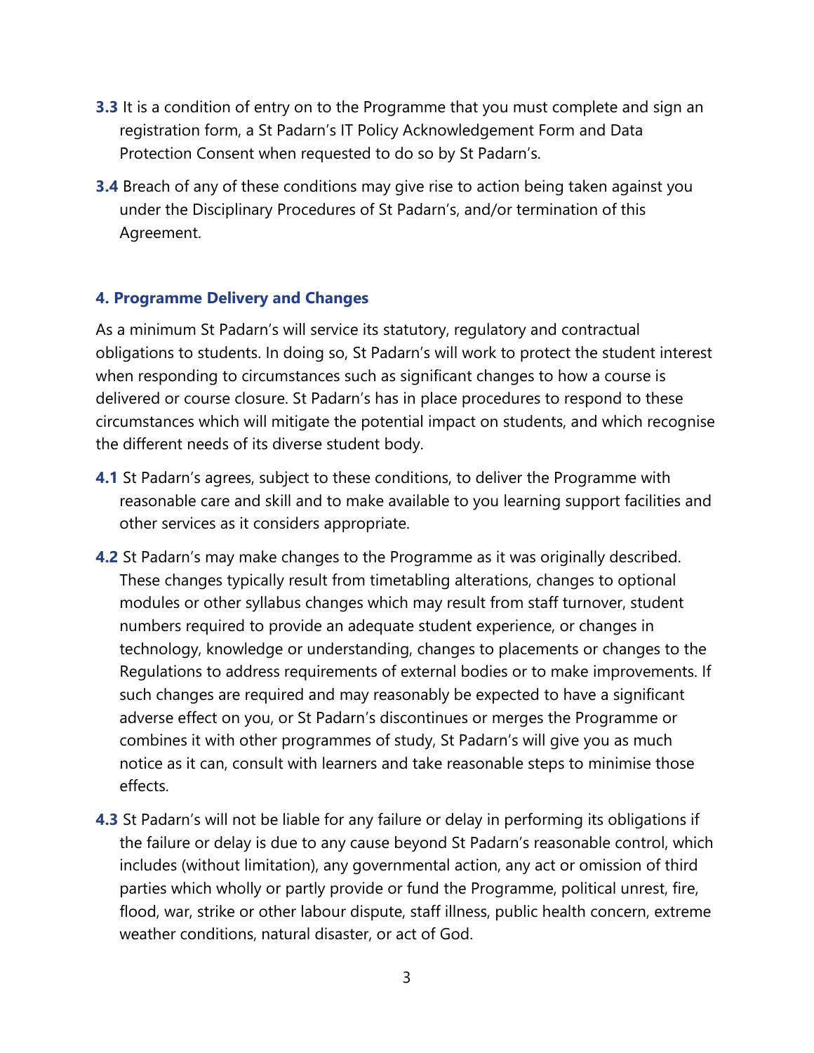**3.3** It is a condition of entry on to the Programme that you must complete and sign an registration form, a St Padarn's IT Policy Acknowledgement Form and Data Protection Consent when requested to do so by St Padarn's.

**3.4** Breach of any of these conditions may give rise to action being taken against you under the Disciplinary Procedures of St Padarn's, and/or termination of this Agreement.

### 4. Programme Delivery and Changes

As a minimum St Padarn's will service its statutory, regulatory and contractual obligations to students. In doing so, St Padarn's will work to protect the student interest when responding to circumstances such as significant changes to how a course is delivered or course closure. St Padarn's has in place procedures to respond to these circumstances which will mitigate the potential impact on students, and which recognise the different needs of its diverse student body.

**4.1** St Padarn's agrees, subject to these conditions, to deliver the Programme with reasonable care and skill and to make available to you learning support facilities and other services as it considers appropriate.

**4.2** St Padarn's may make changes to the Programme as it was originally described. These changes typically result from timetabling alterations, changes to optional modules or other syllabus changes which may result from staff turnover, student numbers required to provide an adequate student experience, or changes in technology, knowledge or understanding, changes to placements or changes to the Regulations to address requirements of external bodies or to make improvements. If such changes are required and may reasonably be expected to have a significant adverse effect on you, or St Padarn's discontinues or merges the Programme or combines it with other programmes of study, St Padarn's will give you as much notice as it can, consult with learners and take reasonable steps to minimise those effects.

**4.3** St Padarn's will not be liable for any failure or delay in performing its obligations if the failure or delay is due to any cause beyond St Padarn's reasonable control, which includes (without limitation), any governmental action, any act or omission of third parties which wholly or partly provide or fund the Programme, political unrest, fire, flood, war, strike or other labour dispute, staff illness, public health concern, extreme weather conditions, natural disaster, or act of God.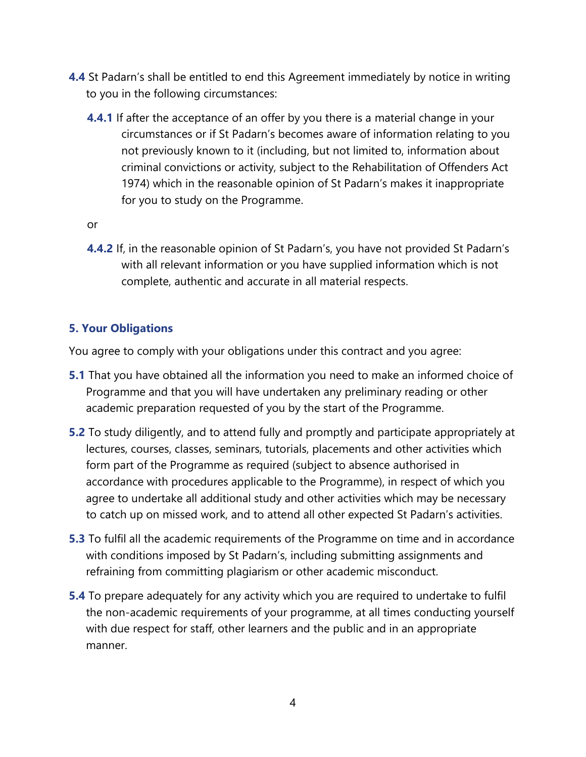**4.4** St Padarn's shall be entitled to end this Agreement immediately by notice in writing to you in the following circumstances:

**4.4.1** If after the acceptance of an offer by you there is a material change in your circumstances or if St Padarn's becomes aware of information relating to you not previously known to it (including, but not limited to, information about criminal convictions or activity, subject to the Rehabilitation of Offenders Act 1974) which in the reasonable opinion of St Padarn's makes it inappropriate for you to study on the Programme.

or

**4.4.2** If, in the reasonable opinion of St Padarn's, you have not provided St Padarn's with all relevant information or you have supplied information which is not complete, authentic and accurate in all material respects.

### 5. Your Obligations

You agree to comply with your obligations under this contract and you agree:

**5.1** That you have obtained all the information you need to make an informed choice of Programme and that you will have undertaken any preliminary reading or other academic preparation requested of you by the start of the Programme.

**5.2** To study diligently, and to attend fully and promptly and participate appropriately at lectures, courses, classes, seminars, tutorials, placements and other activities which form part of the Programme as required (subject to absence authorised in accordance with procedures applicable to the Programme), in respect of which you agree to undertake all additional study and other activities which may be necessary to catch up on missed work, and to attend all other expected St Padarn's activities.

**5.3** To fulfil all the academic requirements of the Programme on time and in accordance with conditions imposed by St Padarn's, including submitting assignments and refraining from committing plagiarism or other academic misconduct.

**5.4** To prepare adequately for any activity which you are required to undertake to fulfil the non-academic requirements of your programme, at all times conducting yourself with due respect for staff, other learners and the public and in an appropriate manner.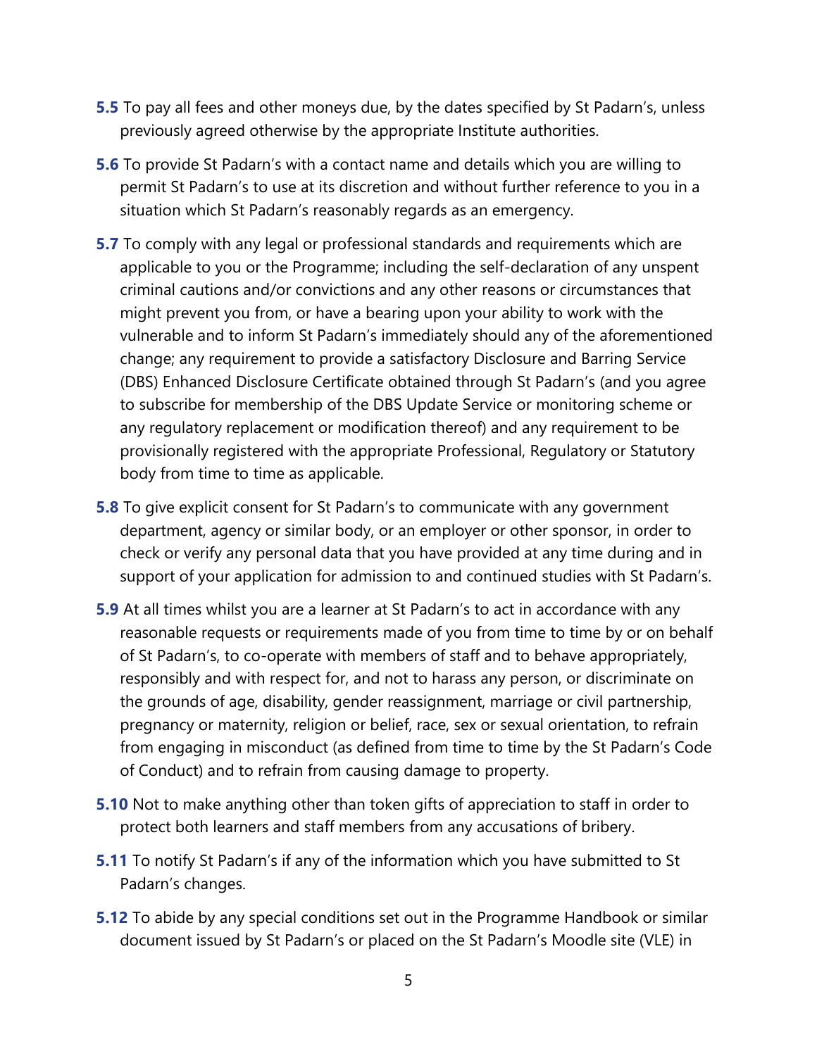**5.5** To pay all fees and other moneys due, by the dates specified by St Padarn's, unless previously agreed otherwise by the appropriate Institute authorities.

**5.6** To provide St Padarn's with a contact name and details which you are willing to permit St Padarn's to use at its discretion and without further reference to you in a situation which St Padarn's reasonably regards as an emergency.

**5.7** To comply with any legal or professional standards and requirements which are applicable to you or the Programme; including the self-declaration of any unspent criminal cautions and/or convictions and any other reasons or circumstances that might prevent you from, or have a bearing upon your ability to work with the vulnerable and to inform St Padarn's immediately should any of the aforementioned change; any requirement to provide a satisfactory Disclosure and Barring Service (DBS) Enhanced Disclosure Certificate obtained through St Padarn's (and you agree to subscribe for membership of the DBS Update Service or monitoring scheme or any regulatory replacement or modification thereof) and any requirement to be provisionally registered with the appropriate Professional, Regulatory or Statutory body from time to time as applicable.

**5.8** To give explicit consent for St Padarn's to communicate with any government department, agency or similar body, or an employer or other sponsor, in order to check or verify any personal data that you have provided at any time during and in support of your application for admission to and continued studies with St Padarn's.

**5.9** At all times whilst you are a learner at St Padarn's to act in accordance with any reasonable requests or requirements made of you from time to time by or on behalf of St Padarn's, to co-operate with members of staff and to behave appropriately, responsibly and with respect for, and not to harass any person, or discriminate on the grounds of age, disability, gender reassignment, marriage or civil partnership, pregnancy or maternity, religion or belief, race, sex or sexual orientation, to refrain from engaging in misconduct (as defined from time to time by the St Padarn's Code of Conduct) and to refrain from causing damage to property.

**5.10** Not to make anything other than token gifts of appreciation to staff in order to protect both learners and staff members from any accusations of bribery.

**5.11** To notify St Padarn's if any of the information which you have submitted to St Padarn's changes.

**5.12** To abide by any special conditions set out in the Programme Handbook or similar document issued by St Padarn's or placed on the St Padarn's Moodle site (VLE) in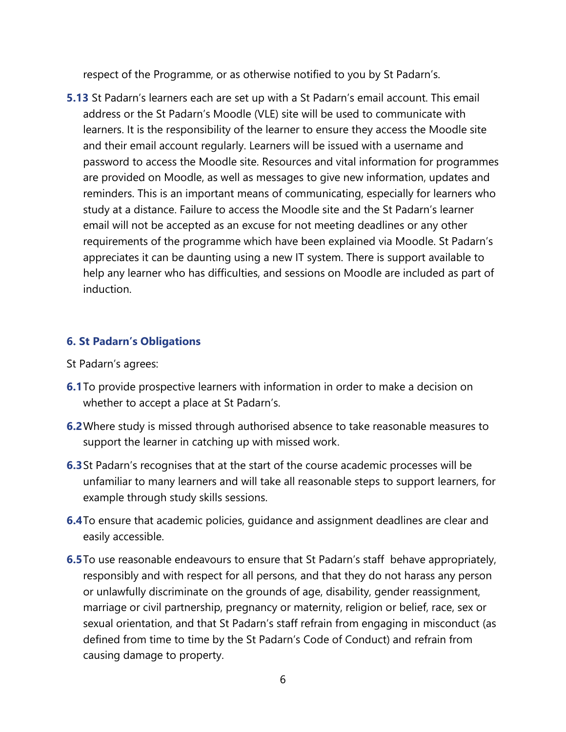respect of the Programme, or as otherwise notified to you by St Padarn's.

**5.13** St Padarn's learners each are set up with a St Padarn's email account. This email address or the St Padarn's Moodle (VLE) site will be used to communicate with learners. It is the responsibility of the learner to ensure they access the Moodle site and their email account regularly. Learners will be issued with a username and password to access the Moodle site. Resources and vital information for programmes are provided on Moodle, as well as messages to give new information, updates and reminders. This is an important means of communicating, especially for learners who study at a distance. Failure to access the Moodle site and the St Padarn's learner email will not be accepted as an excuse for not meeting deadlines or any other requirements of the programme which have been explained via Moodle. St Padarn's appreciates it can be daunting using a new IT system. There is support available to help any learner who has difficulties, and sessions on Moodle are included as part of induction.

### 6. St Padarn's Obligations

St Padarn's agrees:

**6.1** To provide prospective learners with information in order to make a decision on whether to accept a place at St Padarn's.

**6.2** Where study is missed through authorised absence to take reasonable measures to support the learner in catching up with missed work.

**6.3** St Padarn's recognises that at the start of the course academic processes will be unfamiliar to many learners and will take all reasonable steps to support learners, for example through study skills sessions.

**6.4** To ensure that academic policies, guidance and assignment deadlines are clear and easily accessible.

**6.5** To use reasonable endeavours to ensure that St Padarn's staff behave appropriately, responsibly and with respect for all persons, and that they do not harass any person or unlawfully discriminate on the grounds of age, disability, gender reassignment, marriage or civil partnership, pregnancy or maternity, religion or belief, race, sex or sexual orientation, and that St Padarn's staff refrain from engaging in misconduct (as defined from time to time by the St Padarn's Code of Conduct) and refrain from causing damage to property.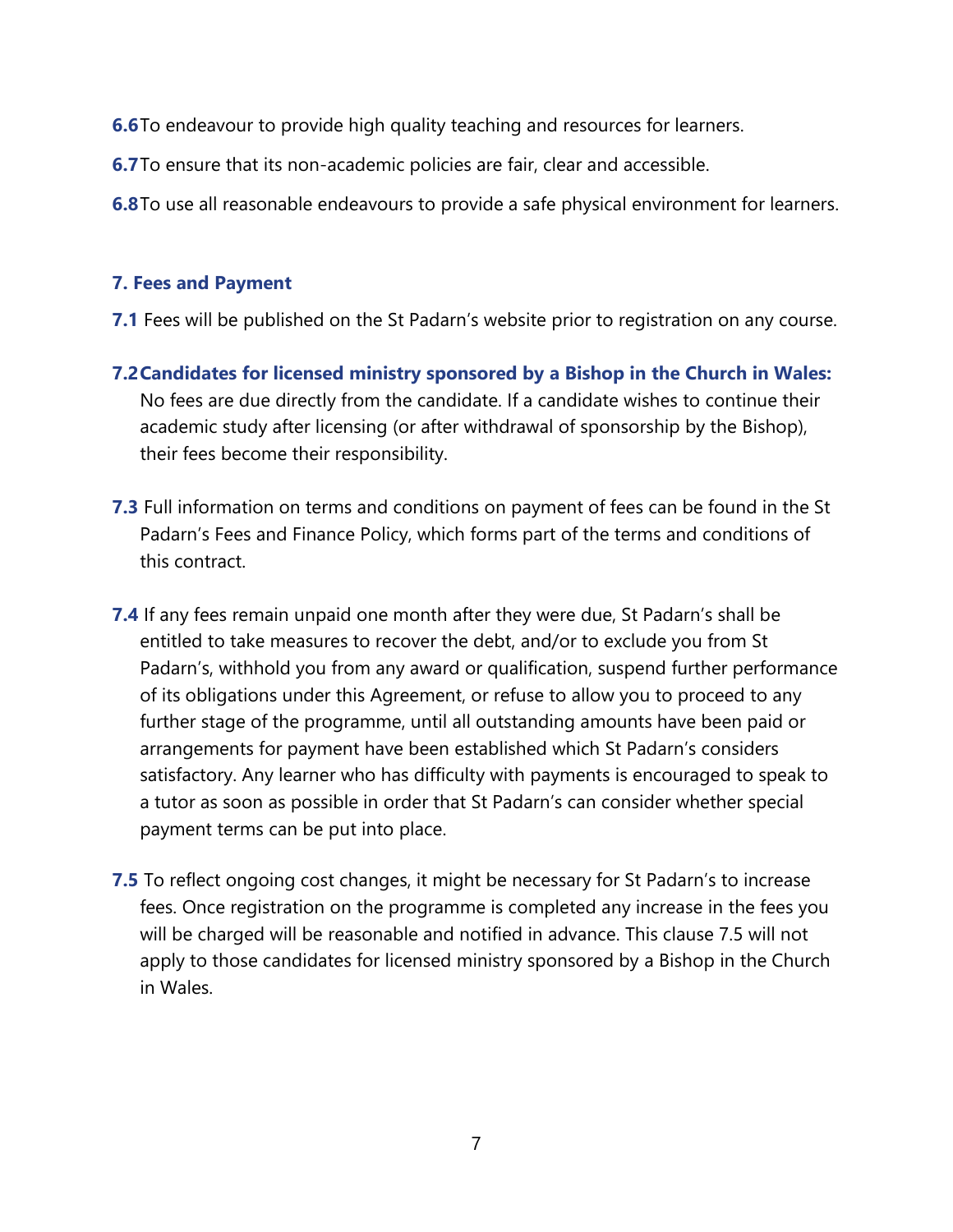**6.6** To endeavour to provide high quality teaching and resources for learners.

**6.7** To ensure that its non-academic policies are fair, clear and accessible.

**6.8** To use all reasonable endeavours to provide a safe physical environment for learners.

## 7. Fees and Payment

**7.1** Fees will be published on the St Padarn's website prior to registration on any course.

**7.2 Candidates for licensed ministry sponsored by a Bishop in the Church in Wales:** No fees are due directly from the candidate. If a candidate wishes to continue their academic study after licensing (or after withdrawal of sponsorship by the Bishop), their fees become their responsibility.

**7.3** Full information on terms and conditions on payment of fees can be found in the St Padarn's Fees and Finance Policy, which forms part of the terms and conditions of this contract.

**7.4** If any fees remain unpaid one month after they were due, St Padarn's shall be entitled to take measures to recover the debt, and/or to exclude you from St Padarn's, withhold you from any award or qualification, suspend further performance of its obligations under this Agreement, or refuse to allow you to proceed to any further stage of the programme, until all outstanding amounts have been paid or arrangements for payment have been established which St Padarn's considers satisfactory. Any learner who has difficulty with payments is encouraged to speak to a tutor as soon as possible in order that St Padarn's can consider whether special payment terms can be put into place.

**7.5** To reflect ongoing cost changes, it might be necessary for St Padarn's to increase fees. Once registration on the programme is completed any increase in the fees you will be charged will be reasonable and notified in advance. This clause 7.5 will not apply to those candidates for licensed ministry sponsored by a Bishop in the Church in Wales.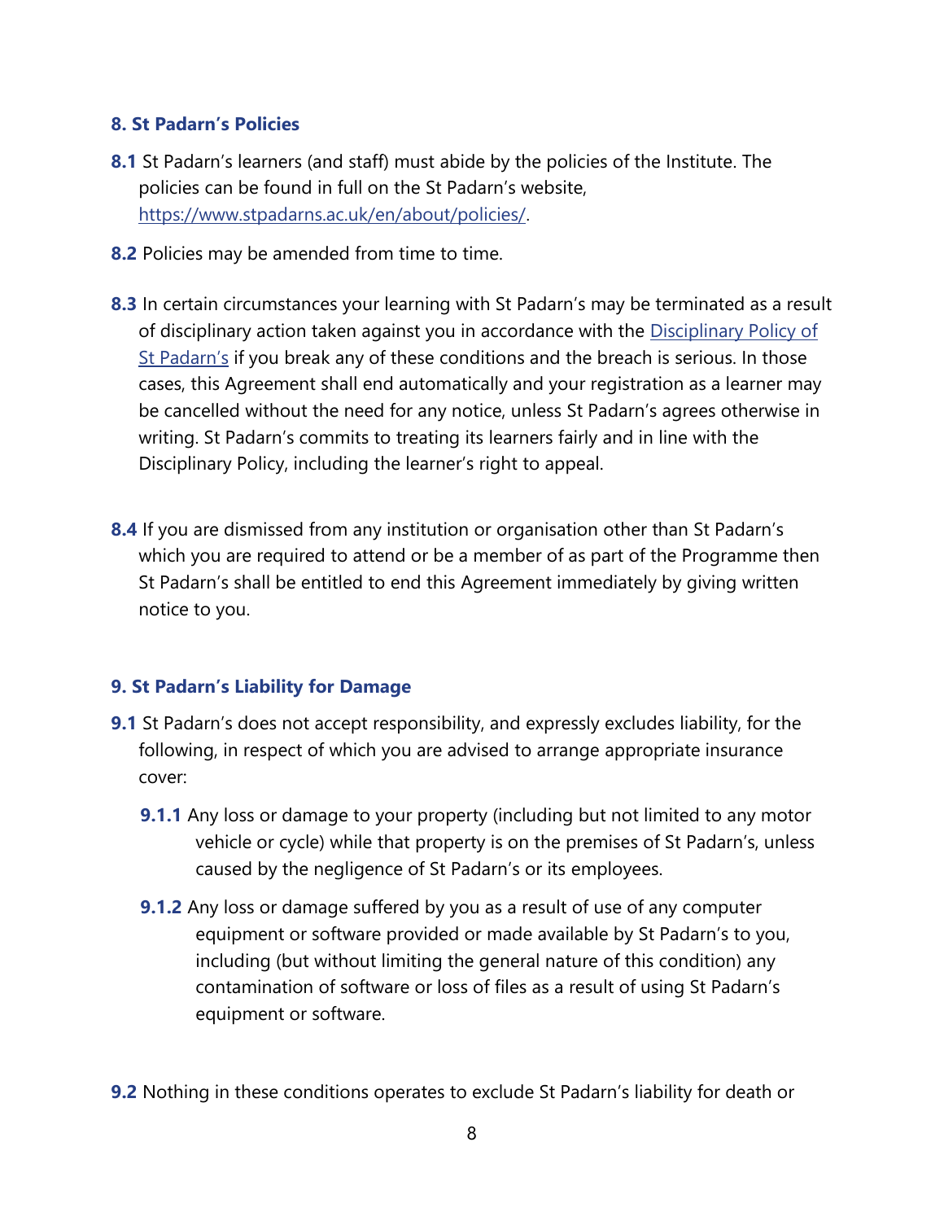### 8. St Padarn's Policies

**8.1** St Padarn's learners (and staff) must abide by the policies of the Institute. The policies can be found in full on the St Padarn's website, [https://www.stpadarns.ac.uk/en/about/policies/](https://www.stpadarns.ac.uk/en/about/policies/).

**8.2** Policies may be amended from time to time.

**8.3** In certain circumstances your learning with St Padarn's may be terminated as a result of disciplinary action taken against you in accordance with the [Disciplinary Policy of St Padarn's](#) if you break any of these conditions and the breach is serious. In those cases, this Agreement shall end automatically and your registration as a learner may be cancelled without the need for any notice, unless St Padarn's agrees otherwise in writing. St Padarn's commits to treating its learners fairly and in line with the Disciplinary Policy, including the learner's right to appeal.

**8.4** If you are dismissed from any institution or organisation other than St Padarn's which you are required to attend or be a member of as part of the Programme then St Padarn's shall be entitled to end this Agreement immediately by giving written notice to you.

### 9. St Padarn's Liability for Damage

**9.1** St Padarn's does not accept responsibility, and expressly excludes liability, for the following, in respect of which you are advised to arrange appropriate insurance cover:

- **9.1.1** Any loss or damage to your property (including but not limited to any motor vehicle or cycle) while that property is on the premises of St Padarn's, unless caused by the negligence of St Padarn's or its employees.
- **9.1.2** Any loss or damage suffered by you as a result of use of any computer equipment or software provided or made available by St Padarn's to you, including (but without limiting the general nature of this condition) any contamination of software or loss of files as a result of using St Padarn's equipment or software.

**9.2** Nothing in these conditions operates to exclude St Padarn's liability for death or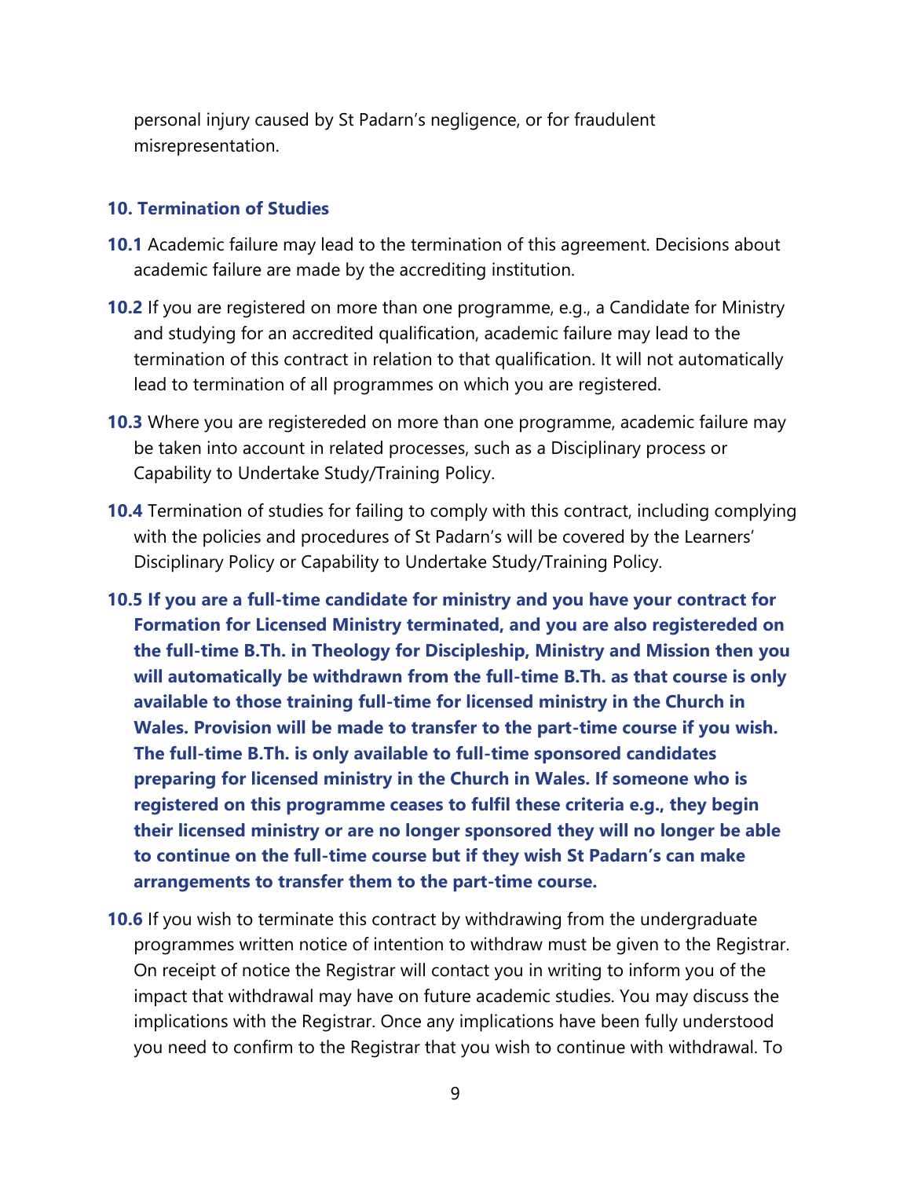personal injury caused by St Padarn's negligence, or for fraudulent misrepresentation.

## 10. Termination of Studies

**10.1** Academic failure may lead to the termination of this agreement. Decisions about academic failure are made by the accrediting institution.

**10.2** If you are registered on more than one programme, e.g., a Candidate for Ministry and studying for an accredited qualification, academic failure may lead to the termination of this contract in relation to that qualification. It will not automatically lead to termination of all programmes on which you are registered.

**10.3** Where you are registereded on more than one programme, academic failure may be taken into account in related processes, such as a Disciplinary process or Capability to Undertake Study/Training Policy.

**10.4** Termination of studies for failing to comply with this contract, including complying with the policies and procedures of St Padarn's will be covered by the Learners' Disciplinary Policy or Capability to Undertake Study/Training Policy.

**10.5 If you are a full-time candidate for ministry and you have your contract for Formation for Licensed Ministry terminated, and you are also registereded on the full-time B.Th. in Theology for Discipleship, Ministry and Mission then you will automatically be withdrawn from the full-time B.Th. as that course is only available to those training full-time for licensed ministry in the Church in Wales. Provision will be made to transfer to the part-time course if you wish. The full-time B.Th. is only available to full-time sponsored candidates preparing for licensed ministry in the Church in Wales. If someone who is registered on this programme ceases to fulfil these criteria e.g., they begin their licensed ministry or are no longer sponsored they will no longer be able to continue on the full-time course but if they wish St Padarn's can make arrangements to transfer them to the part-time course.**

**10.6** If you wish to terminate this contract by withdrawing from the undergraduate programmes written notice of intention to withdraw must be given to the Registrar. On receipt of notice the Registrar will contact you in writing to inform you of the impact that withdrawal may have on future academic studies. You may discuss the implications with the Registrar. Once any implications have been fully understood you need to confirm to the Registrar that you wish to continue with withdrawal. To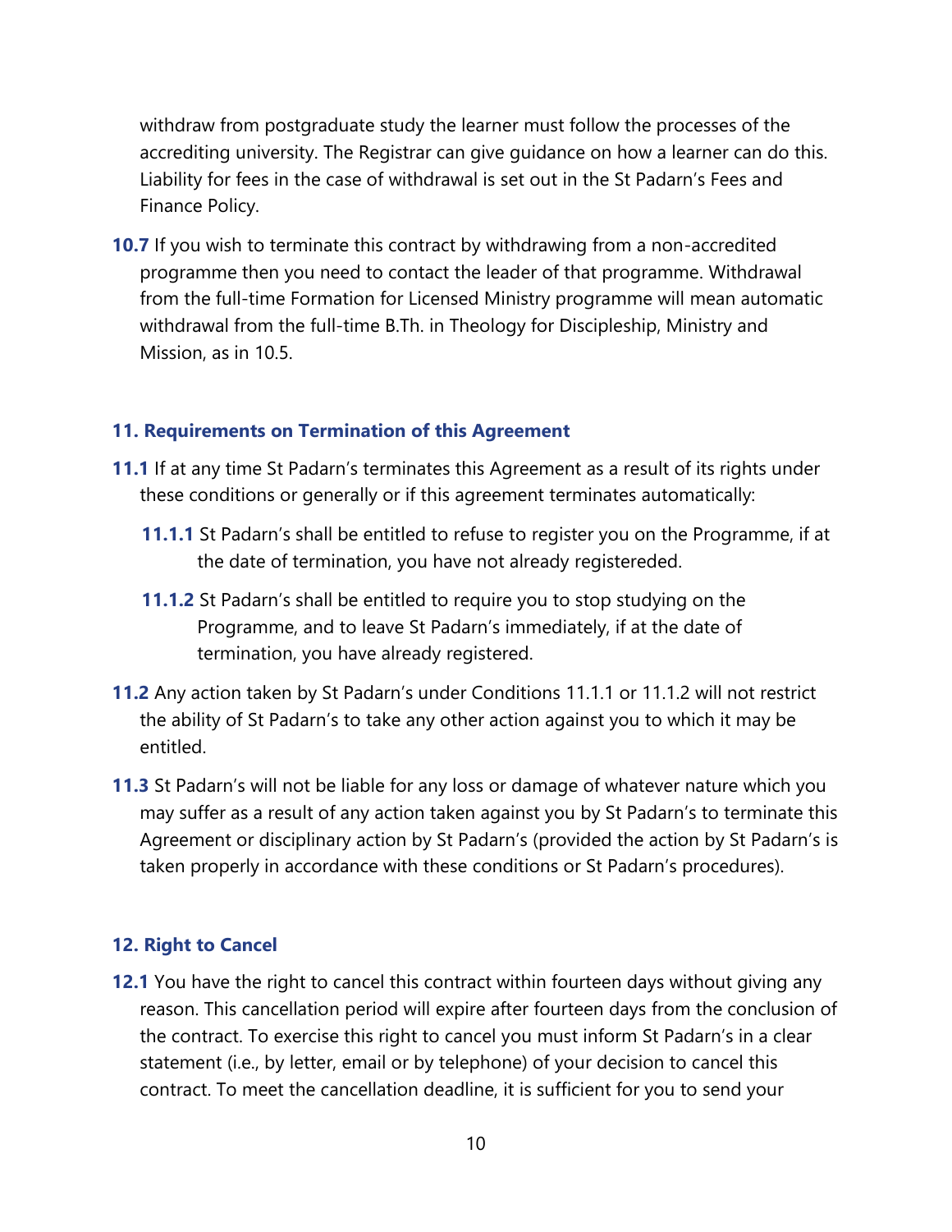withdraw from postgraduate study the learner must follow the processes of the accrediting university. The Registrar can give guidance on how a learner can do this. Liability for fees in the case of withdrawal is set out in the St Padarn's Fees and Finance Policy.

**10.7** If you wish to terminate this contract by withdrawing from a non-accredited programme then you need to contact the leader of that programme. Withdrawal from the full-time Formation for Licensed Ministry programme will mean automatic withdrawal from the full-time B.Th. in Theology for Discipleship, Ministry and Mission, as in 10.5.

## 11. Requirements on Termination of this Agreement

**11.1** If at any time St Padarn's terminates this Agreement as a result of its rights under these conditions or generally or if this agreement terminates automatically:

**11.1.1** St Padarn's shall be entitled to refuse to register you on the Programme, if at the date of termination, you have not already registereded.

**11.1.2** St Padarn's shall be entitled to require you to stop studying on the Programme, and to leave St Padarn's immediately, if at the date of termination, you have already registered.

**11.2** Any action taken by St Padarn's under Conditions 11.1.1 or 11.1.2 will not restrict the ability of St Padarn's to take any other action against you to which it may be entitled.

**11.3** St Padarn's will not be liable for any loss or damage of whatever nature which you may suffer as a result of any action taken against you by St Padarn's to terminate this Agreement or disciplinary action by St Padarn's (provided the action by St Padarn's is taken properly in accordance with these conditions or St Padarn's procedures).

## 12. Right to Cancel

**12.1** You have the right to cancel this contract within fourteen days without giving any reason. This cancellation period will expire after fourteen days from the conclusion of the contract. To exercise this right to cancel you must inform St Padarn's in a clear statement (i.e., by letter, email or by telephone) of your decision to cancel this contract. To meet the cancellation deadline, it is sufficient for you to send your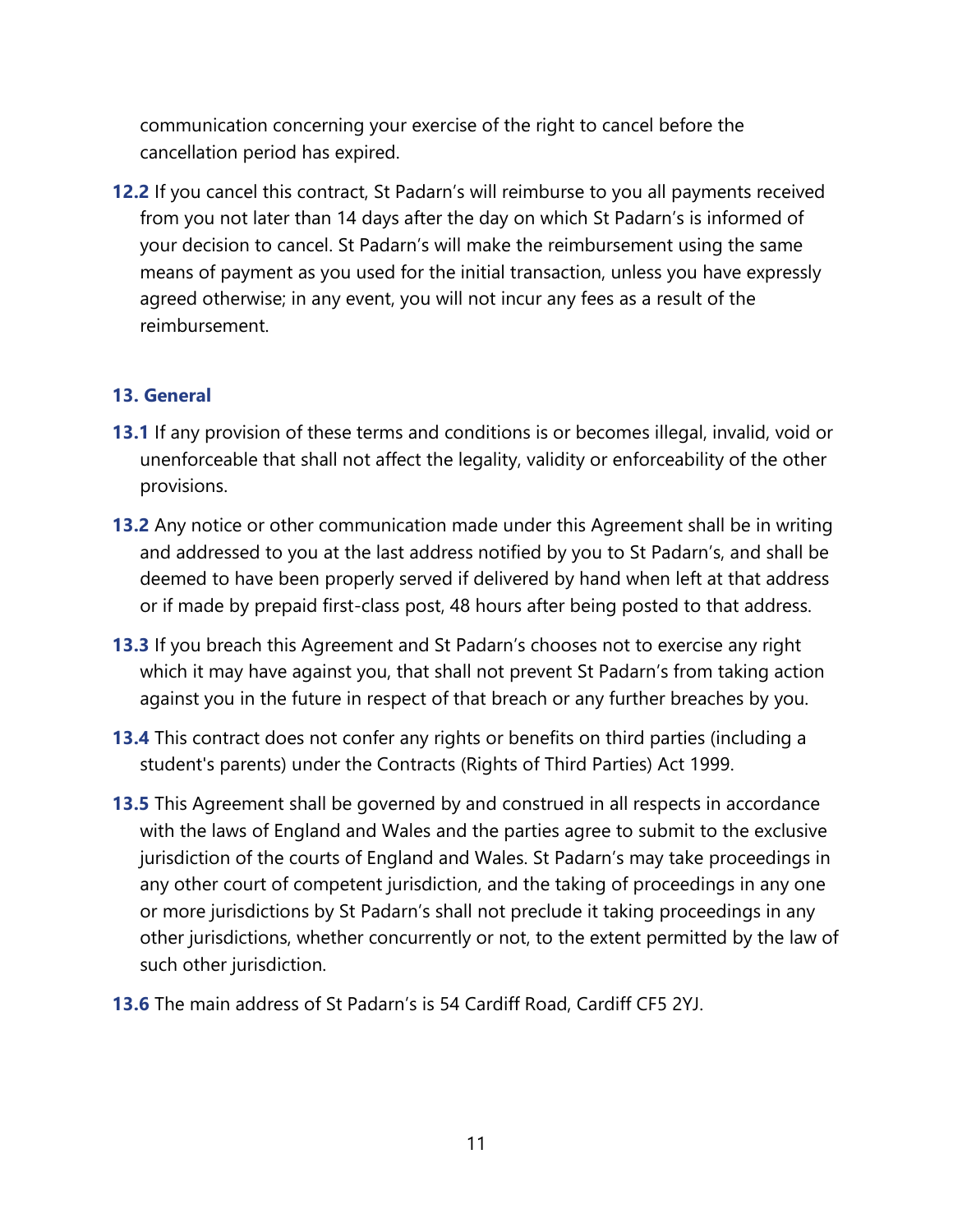communication concerning your exercise of the right to cancel before the cancellation period has expired.

**12.2** If you cancel this contract, St Padarn's will reimburse to you all payments received from you not later than 14 days after the day on which St Padarn's is informed of your decision to cancel. St Padarn's will make the reimbursement using the same means of payment as you used for the initial transaction, unless you have expressly agreed otherwise; in any event, you will not incur any fees as a result of the reimbursement.

### 13. General

**13.1** If any provision of these terms and conditions is or becomes illegal, invalid, void or unenforceable that shall not affect the legality, validity or enforceability of the other provisions.

**13.2** Any notice or other communication made under this Agreement shall be in writing and addressed to you at the last address notified by you to St Padarn's, and shall be deemed to have been properly served if delivered by hand when left at that address or if made by prepaid first-class post, 48 hours after being posted to that address.

**13.3** If you breach this Agreement and St Padarn's chooses not to exercise any right which it may have against you, that shall not prevent St Padarn's from taking action against you in the future in respect of that breach or any further breaches by you.

**13.4** This contract does not confer any rights or benefits on third parties (including a student's parents) under the Contracts (Rights of Third Parties) Act 1999.

**13.5** This Agreement shall be governed by and construed in all respects in accordance with the laws of England and Wales and the parties agree to submit to the exclusive jurisdiction of the courts of England and Wales. St Padarn's may take proceedings in any other court of competent jurisdiction, and the taking of proceedings in any one or more jurisdictions by St Padarn's shall not preclude it taking proceedings in any other jurisdictions, whether concurrently or not, to the extent permitted by the law of such other jurisdiction.

**13.6** The main address of St Padarn's is 54 Cardiff Road, Cardiff CF5 2YJ.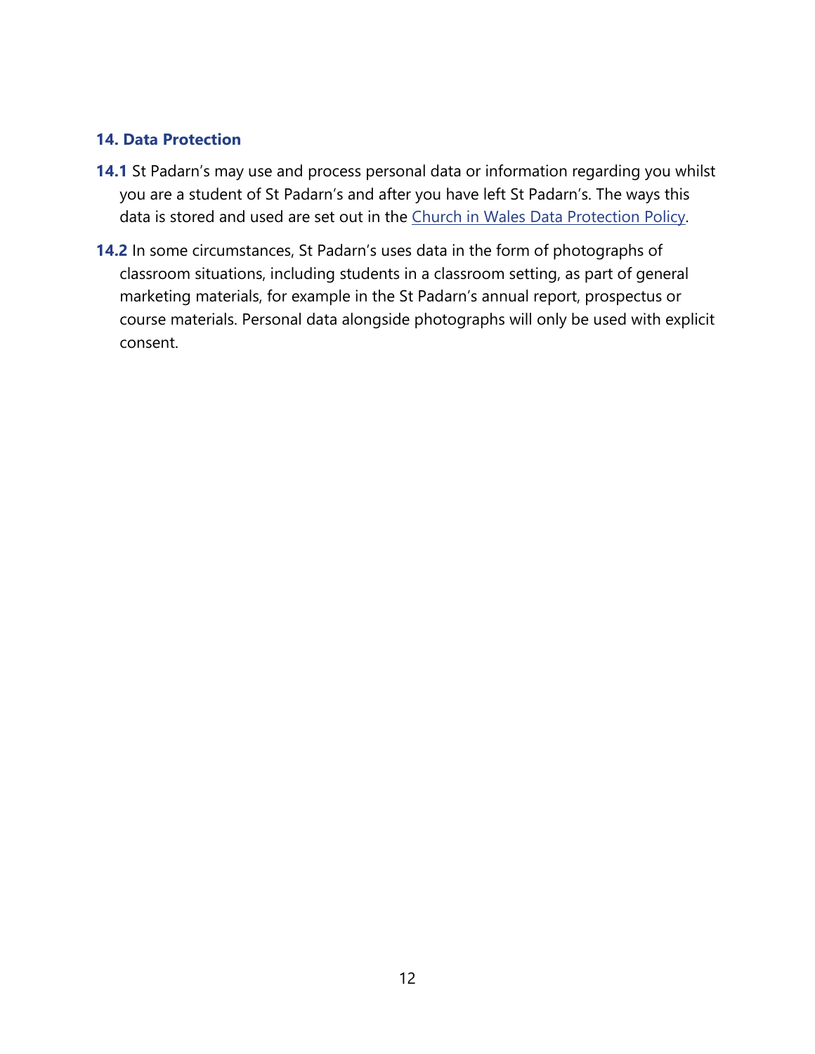## 14. Data Protection

**14.1** St Padarn's may use and process personal data or information regarding you whilst you are a student of St Padarn's and after you have left St Padarn's. The ways this data is stored and used are set out in the Church in Wales Data Protection Policy.

**14.2** In some circumstances, St Padarn's uses data in the form of photographs of classroom situations, including students in a classroom setting, as part of general marketing materials, for example in the St Padarn's annual report, prospectus or course materials. Personal data alongside photographs will only be used with explicit consent.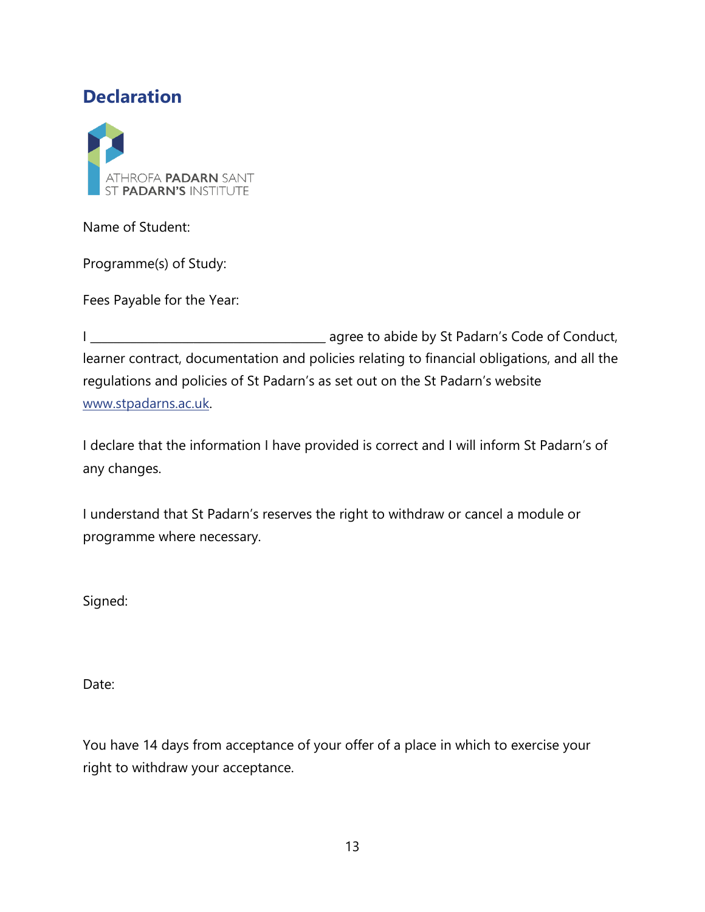## Declaration

ATHROFA **PADARN** SANT
ST **PADARN'S** INSTITUTE

Name of Student:

Programme(s) of Study:

Fees Payable for the Year:

I ____________________________________ agree to abide by St Padarn's Code of Conduct, learner contract, documentation and policies relating to financial obligations, and all the regulations and policies of St Padarn's as set out on the St Padarn's website www.stpadarns.ac.uk.

I declare that the information I have provided is correct and I will inform St Padarn's of any changes.

I understand that St Padarn's reserves the right to withdraw or cancel a module or programme where necessary.

Signed:

Date:

You have 14 days from acceptance of your offer of a place in which to exercise your right to withdraw your acceptance.